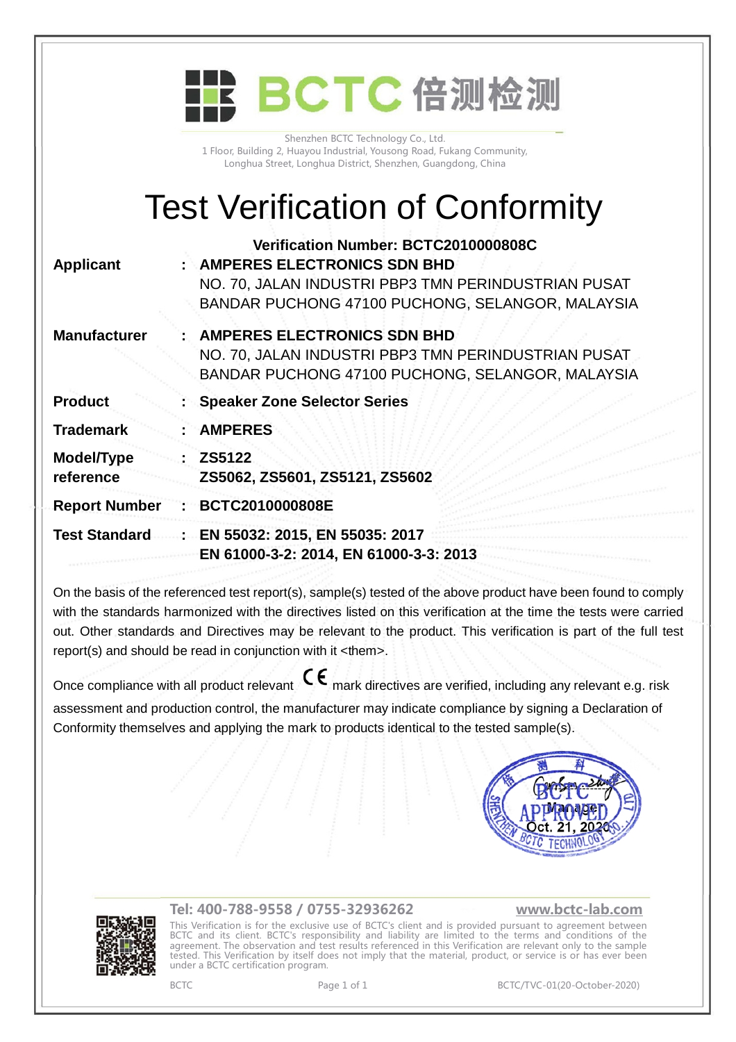# BCTC 倍测检测

Shenzhen BCTC Technology Co., Ltd.
1 Floor, Building 2, Huayou Industrial, Yousong Road, Fukang Community,
Longhua Street, Longhua District, Shenzhen, Guangdong, China

# Test Verification of Conformity

**Verification Number: BCTC2010000808C**

| | | |
|---|---|---|
| **Applicant** | : | **AMPERES ELECTRONICS SDN BHD**<br>NO. 70, JALAN INDUSTRI PBP3 TMN PERINDUSTRIAN PUSAT<br>BANDAR PUCHONG 47100 PUCHONG, SELANGOR, MALAYSIA |
| **Manufacturer** | : | **AMPERES ELECTRONICS SDN BHD**<br>NO. 70, JALAN INDUSTRI PBP3 TMN PERINDUSTRIAN PUSAT<br>BANDAR PUCHONG 47100 PUCHONG, SELANGOR, MALAYSIA |
| **Product** | : | **Speaker Zone Selector Series** |
| **Trademark** | : | **AMPERES** |
| **Model/Type reference** | : | **ZS5122**<br>**ZS5062, ZS5601, ZS5121, ZS5602** |
| **Report Number** | : | **BCTC2010000808E** |
| **Test Standard** | : | **EN 55032: 2015, EN 55035: 2017**<br>**EN 61000-3-2: 2014, EN 61000-3-3: 2013** |

On the basis of the referenced test report(s), sample(s) tested of the above product have been found to comply with the standards harmonized with the directives listed on this verification at the time the tests were carried out. Other standards and Directives may be relevant to the product. This verification is part of the full test report(s) and should be read in conjunction with it <them>.

Once compliance with all product relevant CE mark directives are verified, including any relevant e.g. risk assessment and production control, the manufacturer may indicate compliance by signing a Declaration of Conformity themselves and applying the mark to products identical to the tested sample(s).

Manager
Oct. 21, 2020

**Tel: 400-788-9558 / 0755-32936262** **www.bctc-lab.com**

This Verification is for the exclusive use of BCTC's client and is provided pursuant to agreement between BCTC and its client. BCTC's responsibility and liability are limited to the terms and conditions of the agreement. The observation and test results referenced in this Verification are relevant only to the sample tested. This Verification by itself does not imply that the material, product, or service is or has ever been under a BCTC certification program.

BCTC BCTC/TVC-01(20-October-2020)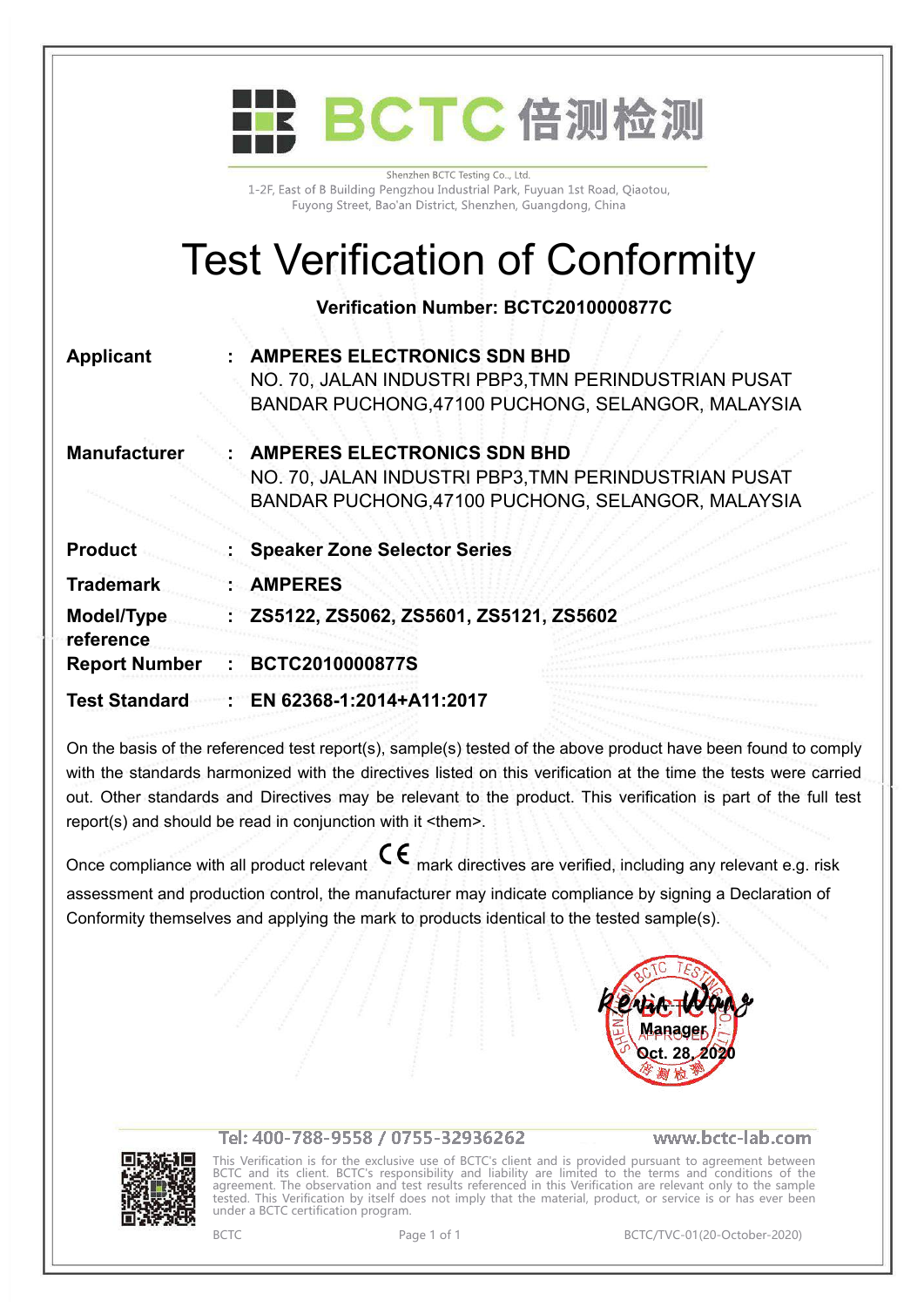BCTC 倍测检测

Shenzhen BCTC Testing Co., Ltd.
1-2F, East of B Building Pengzhou Industrial Park, Fuyuan 1st Road, Qiaotou, Fuyong Street, Bao'an District, Shenzhen, Guangdong, China

# Test Verification of Conformity

**Verification Number: BCTC2010000877C**

| | | |
|---|---|---|
| **Applicant** | : | **AMPERES ELECTRONICS SDN BHD**<br>NO. 70, JALAN INDUSTRI PBP3,TMN PERINDUSTRIAN PUSAT BANDAR PUCHONG,47100 PUCHONG, SELANGOR, MALAYSIA |
| **Manufacturer** | : | **AMPERES ELECTRONICS SDN BHD**<br>NO. 70, JALAN INDUSTRI PBP3,TMN PERINDUSTRIAN PUSAT BANDAR PUCHONG,47100 PUCHONG, SELANGOR, MALAYSIA |
| **Product** | : | **Speaker Zone Selector Series** |
| **Trademark** | : | **AMPERES** |
| **Model/Type reference** | : | **ZS5122, ZS5062, ZS5601, ZS5121, ZS5602** |
| **Report Number** | : | **BCTC2010000877S** |
| **Test Standard** | : | **EN 62368-1:2014+A11:2017** |

On the basis of the referenced test report(s), sample(s) tested of the above product have been found to comply with the standards harmonized with the directives listed on this verification at the time the tests were carried out. Other standards and Directives may be relevant to the product. This verification is part of the full test report(s) and should be read in conjunction with it <them>.

Once compliance with all product relevant CE mark directives are verified, including any relevant e.g. risk assessment and production control, the manufacturer may indicate compliance by signing a Declaration of Conformity themselves and applying the mark to products identical to the tested sample(s).

Kevin Wong
Manager
Oct. 28, 2020

Tel: 400-788-9558 / 0755-32936262 www.bctc-lab.com

This Verification is for the exclusive use of BCTC's client and is provided pursuant to agreement between BCTC and its client. BCTC's responsibility and liability are limited to the terms and conditions of the agreement. The observation and test results referenced in this Verification are relevant only to the sample tested. This Verification by itself does not imply that the material, product, or service is or has ever been under a BCTC certification program.

BCTC BCTC/TVC-01(20-October-2020)